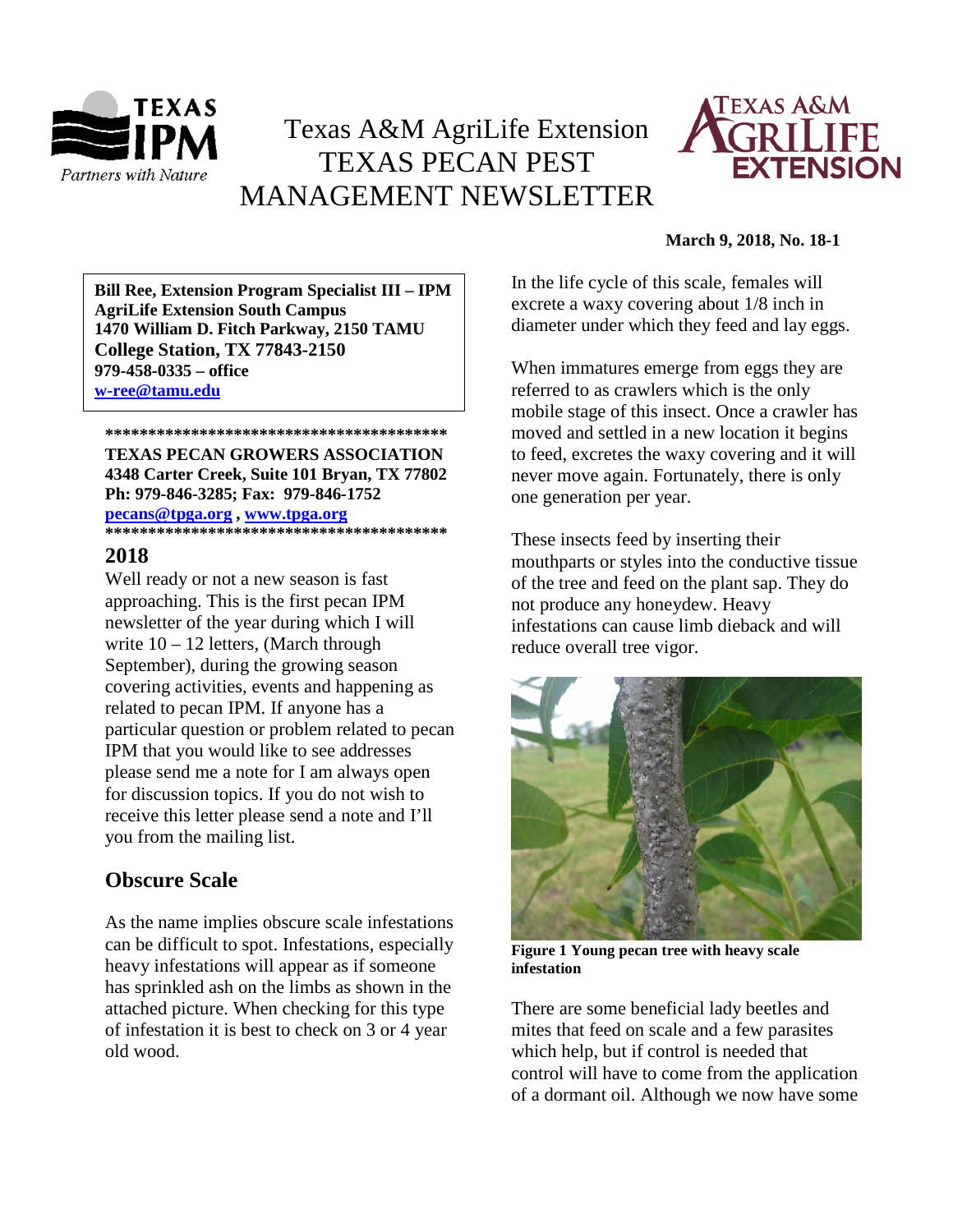Texas A&M AgriLife Extension
TEXAS PECAN PEST MANAGEMENT NEWSLETTER

**March 9, 2018, No. 18-1**

**Bill Ree, Extension Program Specialist III – IPM**
**AgriLife Extension South Campus**
**1470 William D. Fitch Parkway, 2150 TAMU**
**College Station, TX 77843-2150**
**979-458-0335 – office**
**w-ree@tamu.edu**

**\*\*\*\*\*\*\*\*\*\*\*\*\*\*\*\*\*\*\*\*\*\*\*\*\*\*\*\*\*\*\*\*\*\*\*\*\*\*\*\*\***
**TEXAS PECAN GROWERS ASSOCIATION**
**4348 Carter Creek, Suite 101 Bryan, TX 77802**
**Ph: 979-846-3285; Fax: 979-846-1752**
**pecans@tpga.org , www.tpga.org**
**\*\*\*\*\*\*\*\*\*\*\*\*\*\*\*\*\*\*\*\*\*\*\*\*\*\*\*\*\*\*\*\*\*\*\*\*\*\*\*\*\***

## 2018

Well ready or not a new season is fast approaching. This is the first pecan IPM newsletter of the year during which I will write 10 – 12 letters, (March through September), during the growing season covering activities, events and happening as related to pecan IPM. If anyone has a particular question or problem related to pecan IPM that you would like to see addresses please send me a note for I am always open for discussion topics. If you do not wish to receive this letter please send a note and I'll you from the mailing list.

## Obscure Scale

As the name implies obscure scale infestations can be difficult to spot. Infestations, especially heavy infestations will appear as if someone has sprinkled ash on the limbs as shown in the attached picture. When checking for this type of infestation it is best to check on 3 or 4 year old wood.

In the life cycle of this scale, females will excrete a waxy covering about 1/8 inch in diameter under which they feed and lay eggs.

When immatures emerge from eggs they are referred to as crawlers which is the only mobile stage of this insect. Once a crawler has moved and settled in a new location it begins to feed, excretes the waxy covering and it will never move again. Fortunately, there is only one generation per year.

These insects feed by inserting their mouthparts or styles into the conductive tissue of the tree and feed on the plant sap. They do not produce any honeydew. Heavy infestations can cause limb dieback and will reduce overall tree vigor.

**Figure 1 Young pecan tree with heavy scale infestation**

There are some beneficial lady beetles and mites that feed on scale and a few parasites which help, but if control is needed that control will have to come from the application of a dormant oil. Although we now have some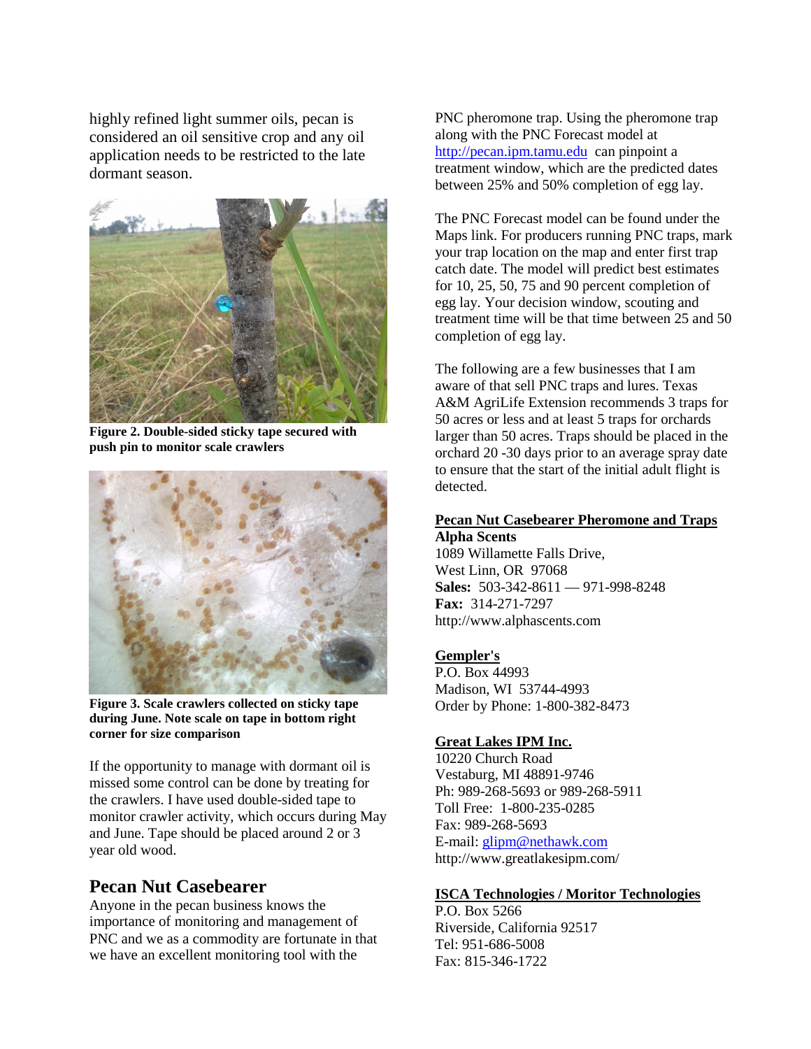highly refined light summer oils, pecan is considered an oil sensitive crop and any oil application needs to be restricted to the late dormant season.

**Figure 2. Double-sided sticky tape secured with push pin to monitor scale crawlers**

**Figure 3. Scale crawlers collected on sticky tape during June. Note scale on tape in bottom right corner for size comparison**

If the opportunity to manage with dormant oil is missed some control can be done by treating for the crawlers. I have used double-sided tape to monitor crawler activity, which occurs during May and June. Tape should be placed around 2 or 3 year old wood.

## Pecan Nut Casebearer

Anyone in the pecan business knows the importance of monitoring and management of PNC and we as a commodity are fortunate in that we have an excellent monitoring tool with the PNC pheromone trap. Using the pheromone trap along with the PNC Forecast model at http://pecan.ipm.tamu.edu can pinpoint a treatment window, which are the predicted dates between 25% and 50% completion of egg lay.

The PNC Forecast model can be found under the Maps link. For producers running PNC traps, mark your trap location on the map and enter first trap catch date. The model will predict best estimates for 10, 25, 50, 75 and 90 percent completion of egg lay. Your decision window, scouting and treatment time will be that time between 25 and 50 completion of egg lay.

The following are a few businesses that I am aware of that sell PNC traps and lures. Texas A&M AgriLife Extension recommends 3 traps for 50 acres or less and at least 5 traps for orchards larger than 50 acres. Traps should be placed in the orchard 20 -30 days prior to an average spray date to ensure that the start of the initial adult flight is detected.

**Pecan Nut Casebearer Pheromone and Traps**

**Alpha Scents**
1089 Willamette Falls Drive,
West Linn, OR 97068
**Sales:** 503-342-8611 — 971-998-8248
**Fax:** 314-271-7297
http://www.alphascents.com

**Gempler's**
P.O. Box 44993
Madison, WI 53744-4993
Order by Phone: 1-800-382-8473

**Great Lakes IPM Inc.**
10220 Church Road
Vestaburg, MI 48891-9746
Ph: 989-268-5693 or 989-268-5911
Toll Free: 1-800-235-0285
Fax: 989-268-5693
E-mail: glipm@nethawk.com
http://www.greatlakesipm.com/

**ISCA Technologies / Moritor Technologies**
P.O. Box 5266
Riverside, California 92517
Tel: 951-686-5008
Fax: 815-346-1722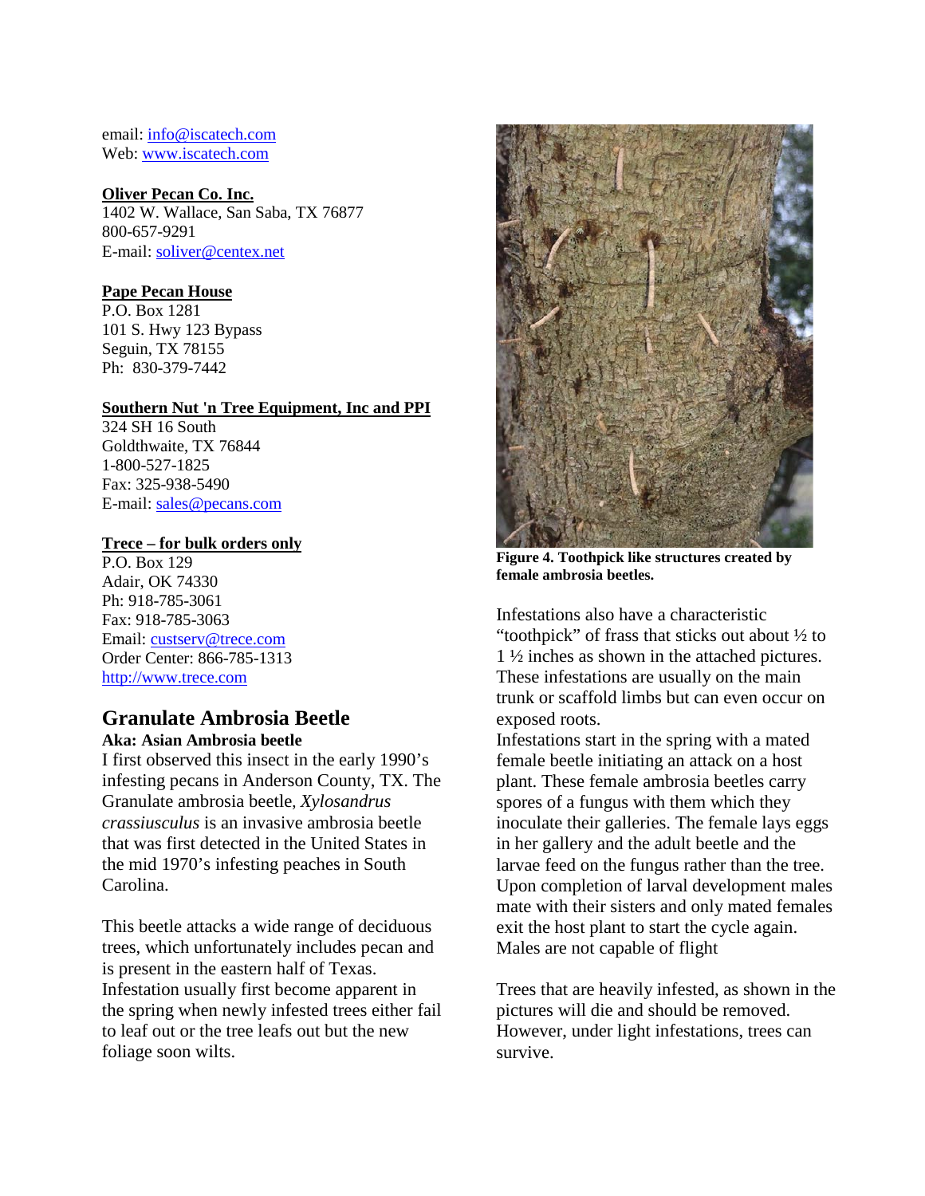email: info@iscatech.com
Web: www.iscatech.com

**Oliver Pecan Co. Inc.**
1402 W. Wallace, San Saba, TX 76877
800-657-9291
E-mail: soliver@centex.net

**Pape Pecan House**
P.O. Box 1281
101 S. Hwy 123 Bypass
Seguin, TX 78155
Ph: 830-379-7442

**Southern Nut 'n Tree Equipment, Inc and PPI**
324 SH 16 South
Goldthwaite, TX 76844
1-800-527-1825
Fax: 325-938-5490
E-mail: sales@pecans.com

**Trece – for bulk orders only**
P.O. Box 129
Adair, OK 74330
Ph: 918-785-3061
Fax: 918-785-3063
Email: custserv@trece.com
Order Center: 866-785-1313
http://www.trece.com

## Granulate Ambrosia Beetle

**Aka: Asian Ambrosia beetle**

I first observed this insect in the early 1990's infesting pecans in Anderson County, TX. The Granulate ambrosia beetle, *Xylosandrus crassiusculus* is an invasive ambrosia beetle that was first detected in the United States in the mid 1970's infesting peaches in South Carolina.

This beetle attacks a wide range of deciduous trees, which unfortunately includes pecan and is present in the eastern half of Texas. Infestation usually first become apparent in the spring when newly infested trees either fail to leaf out or the tree leafs out but the new foliage soon wilts.

**Figure 4. Toothpick like structures created by female ambrosia beetles.**

Infestations also have a characteristic "toothpick" of frass that sticks out about ½ to 1 ½ inches as shown in the attached pictures. These infestations are usually on the main trunk or scaffold limbs but can even occur on exposed roots.

Infestations start in the spring with a mated female beetle initiating an attack on a host plant. These female ambrosia beetles carry spores of a fungus with them which they inoculate their galleries. The female lays eggs in her gallery and the adult beetle and the larvae feed on the fungus rather than the tree. Upon completion of larval development males mate with their sisters and only mated females exit the host plant to start the cycle again. Males are not capable of flight

Trees that are heavily infested, as shown in the pictures will die and should be removed. However, under light infestations, trees can survive.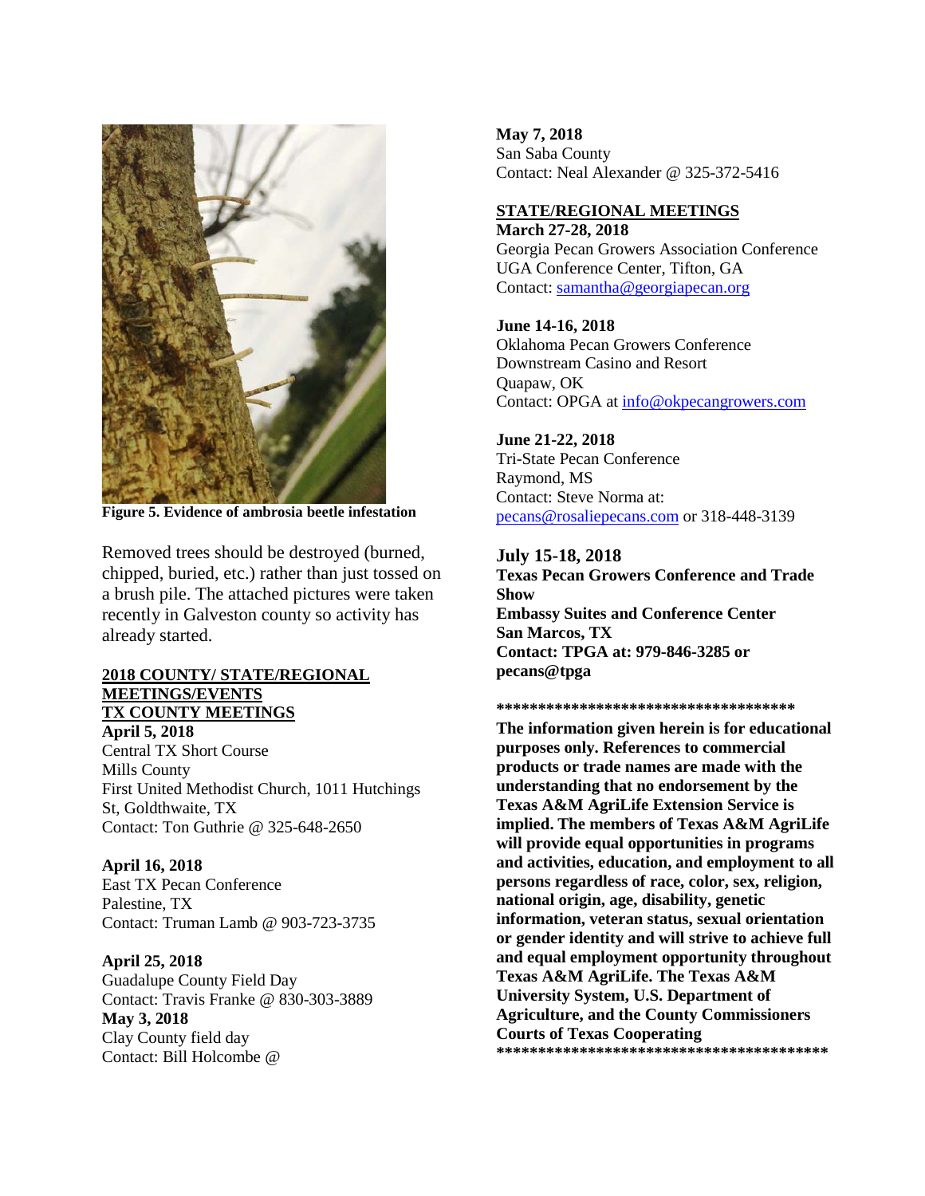**Figure 5. Evidence of ambrosia beetle infestation**

Removed trees should be destroyed (burned, chipped, buried, etc.) rather than just tossed on a brush pile. The attached pictures were taken recently in Galveston county so activity has already started.

## 2018 COUNTY/ STATE/REGIONAL MEETINGS/EVENTS

### TX COUNTY MEETINGS

**April 5, 2018**
Central TX Short Course
Mills County
First United Methodist Church, 1011 Hutchings St, Goldthwaite, TX
Contact: Ton Guthrie @ 325-648-2650

**April 16, 2018**
East TX Pecan Conference
Palestine, TX
Contact: Truman Lamb @ 903-723-3735

**April 25, 2018**
Guadalupe County Field Day
Contact: Travis Franke @ 830-303-3889

**May 3, 2018**
Clay County field day
Contact: Bill Holcombe @

**May 7, 2018**
San Saba County
Contact: Neal Alexander @ 325-372-5416

### STATE/REGIONAL MEETINGS

**March 27-28, 2018**
Georgia Pecan Growers Association Conference
UGA Conference Center, Tifton, GA
Contact: samantha@georgiapecan.org

**June 14-16, 2018**
Oklahoma Pecan Growers Conference
Downstream Casino and Resort
Quapaw, OK
Contact: OPGA at info@okpecangrowers.com

**June 21-22, 2018**
Tri-State Pecan Conference
Raymond, MS
Contact: Steve Norma at:
pecans@rosaliepecans.com or 318-448-3139

**July 15-18, 2018**
**Texas Pecan Growers Conference and Trade Show**
**Embassy Suites and Conference Center**
**San Marcos, TX**
**Contact: TPGA at: 979-846-3285 or pecans@tpga**

**************************************

**The information given herein is for educational purposes only. References to commercial products or trade names are made with the understanding that no endorsement by the Texas A&M AgriLife Extension Service is implied. The members of Texas A&M AgriLife will provide equal opportunities in programs and activities, education, and employment to all persons regardless of race, color, sex, religion, national origin, age, disability, genetic information, veteran status, sexual orientation or gender identity and will strive to achieve full and equal employment opportunity throughout Texas A&M AgriLife. The Texas A&M University System, U.S. Department of Agriculture, and the County Commissioners Courts of Texas Cooperating**

*******************************************